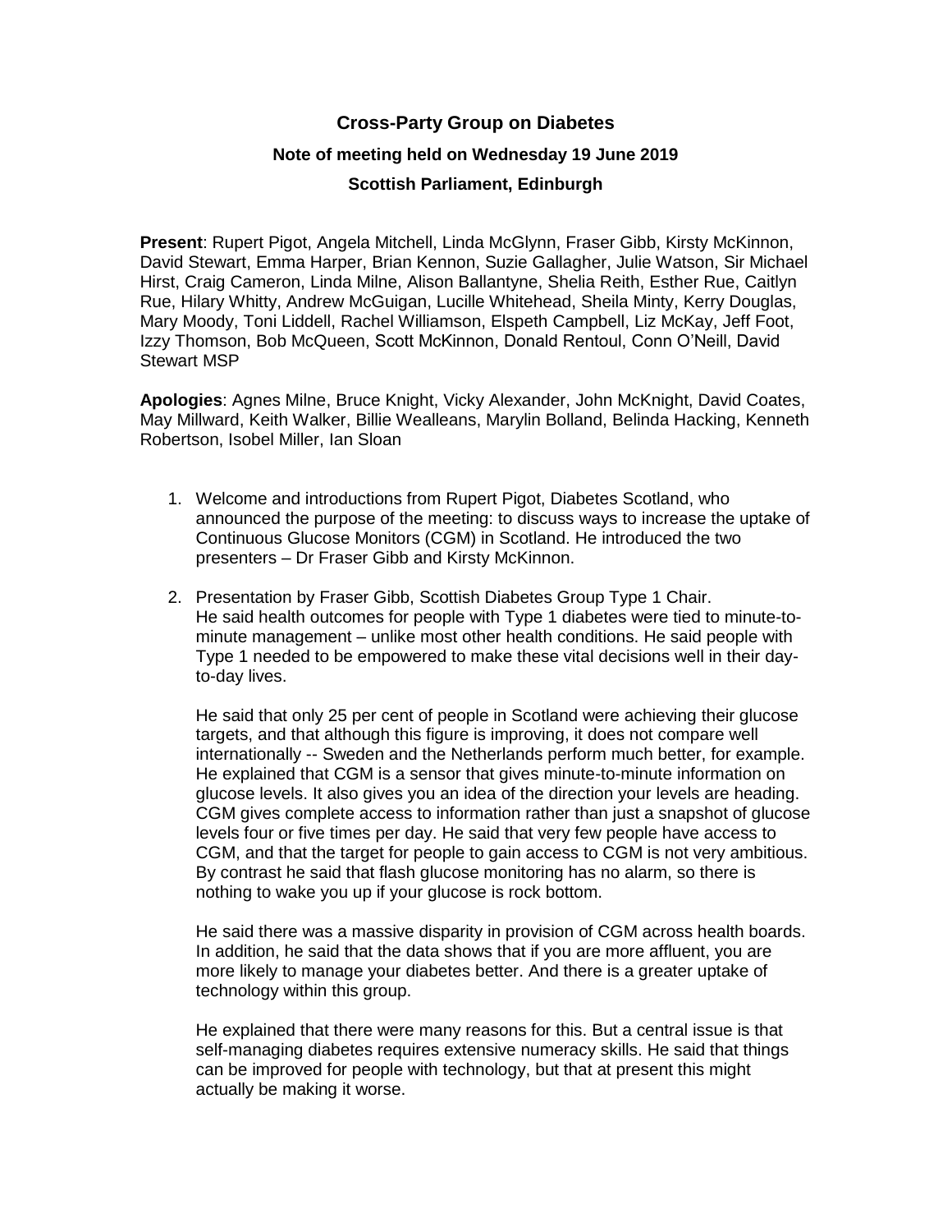# Cross-Party Group on Diabetes

## Note of meeting held on Wednesday 19 June 2019

## Scottish Parliament, Edinburgh

**Present**: Rupert Pigot, Angela Mitchell, Linda McGlynn, Fraser Gibb, Kirsty McKinnon, David Stewart, Emma Harper, Brian Kennon, Suzie Gallagher, Julie Watson, Sir Michael Hirst, Craig Cameron, Linda Milne, Alison Ballantyne, Shelia Reith, Esther Rue, Caitlyn Rue, Hilary Whitty, Andrew McGuigan, Lucille Whitehead, Sheila Minty, Kerry Douglas, Mary Moody, Toni Liddell, Rachel Williamson, Elspeth Campbell, Liz McKay, Jeff Foot, Izzy Thomson, Bob McQueen, Scott McKinnon, Donald Rentoul, Conn O'Neill, David Stewart MSP

**Apologies**: Agnes Milne, Bruce Knight, Vicky Alexander, John McKnight, David Coates, May Millward, Keith Walker, Billie Wealleans, Marylin Bolland, Belinda Hacking, Kenneth Robertson, Isobel Miller, Ian Sloan

1. Welcome and introductions from Rupert Pigot, Diabetes Scotland, who announced the purpose of the meeting: to discuss ways to increase the uptake of Continuous Glucose Monitors (CGM) in Scotland. He introduced the two presenters – Dr Fraser Gibb and Kirsty McKinnon.

2. Presentation by Fraser Gibb, Scottish Diabetes Group Type 1 Chair. He said health outcomes for people with Type 1 diabetes were tied to minute-to-minute management – unlike most other health conditions. He said people with Type 1 needed to be empowered to make these vital decisions well in their day-to-day lives.

   He said that only 25 per cent of people in Scotland were achieving their glucose targets, and that although this figure is improving, it does not compare well internationally -- Sweden and the Netherlands perform much better, for example. He explained that CGM is a sensor that gives minute-to-minute information on glucose levels. It also gives you an idea of the direction your levels are heading. CGM gives complete access to information rather than just a snapshot of glucose levels four or five times per day. He said that very few people have access to CGM, and that the target for people to gain access to CGM is not very ambitious. By contrast he said that flash glucose monitoring has no alarm, so there is nothing to wake you up if your glucose is rock bottom.

   He said there was a massive disparity in provision of CGM across health boards. In addition, he said that the data shows that if you are more affluent, you are more likely to manage your diabetes better. And there is a greater uptake of technology within this group.

   He explained that there were many reasons for this. But a central issue is that self-managing diabetes requires extensive numeracy skills. He said that things can be improved for people with technology, but that at present this might actually be making it worse.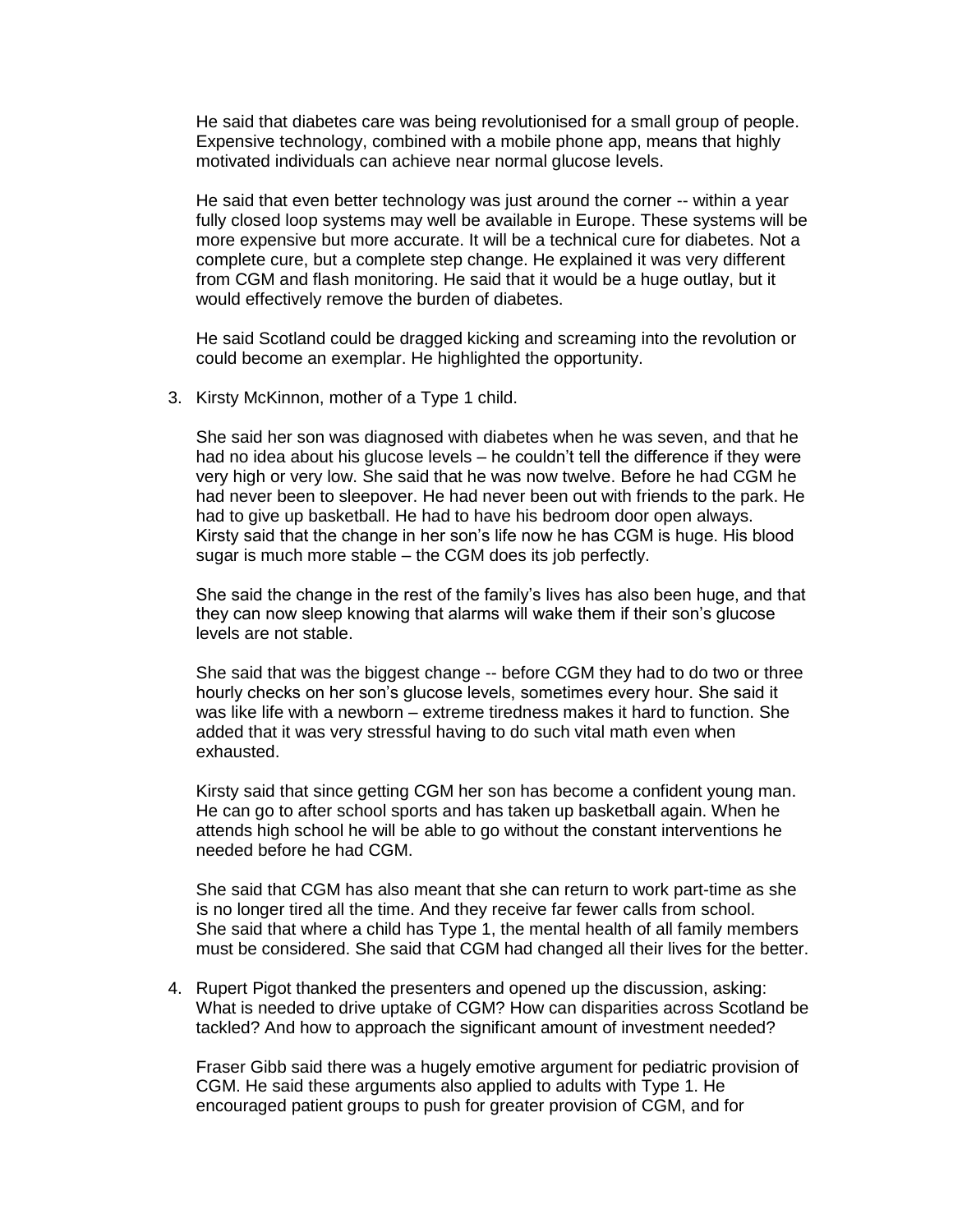He said that diabetes care was being revolutionised for a small group of people. Expensive technology, combined with a mobile phone app, means that highly motivated individuals can achieve near normal glucose levels.

He said that even better technology was just around the corner -- within a year fully closed loop systems may well be available in Europe. These systems will be more expensive but more accurate. It will be a technical cure for diabetes. Not a complete cure, but a complete step change. He explained it was very different from CGM and flash monitoring. He said that it would be a huge outlay, but it would effectively remove the burden of diabetes.

He said Scotland could be dragged kicking and screaming into the revolution or could become an exemplar. He highlighted the opportunity.

3. Kirsty McKinnon, mother of a Type 1 child.

   She said her son was diagnosed with diabetes when he was seven, and that he had no idea about his glucose levels – he couldn't tell the difference if they were very high or very low. She said that he was now twelve. Before he had CGM he had never been to sleepover. He had never been out with friends to the park. He had to give up basketball. He had to have his bedroom door open always. Kirsty said that the change in her son's life now he has CGM is huge. His blood sugar is much more stable – the CGM does its job perfectly.

   She said the change in the rest of the family's lives has also been huge, and that they can now sleep knowing that alarms will wake them if their son's glucose levels are not stable.

   She said that was the biggest change -- before CGM they had to do two or three hourly checks on her son's glucose levels, sometimes every hour. She said it was like life with a newborn – extreme tiredness makes it hard to function. She added that it was very stressful having to do such vital math even when exhausted.

   Kirsty said that since getting CGM her son has become a confident young man. He can go to after school sports and has taken up basketball again. When he attends high school he will be able to go without the constant interventions he needed before he had CGM.

   She said that CGM has also meant that she can return to work part-time as she is no longer tired all the time. And they receive far fewer calls from school. She said that where a child has Type 1, the mental health of all family members must be considered. She said that CGM had changed all their lives for the better.

4. Rupert Pigot thanked the presenters and opened up the discussion, asking: What is needed to drive uptake of CGM? How can disparities across Scotland be tackled? And how to approach the significant amount of investment needed?

   Fraser Gibb said there was a hugely emotive argument for pediatric provision of CGM. He said these arguments also applied to adults with Type 1. He encouraged patient groups to push for greater provision of CGM, and for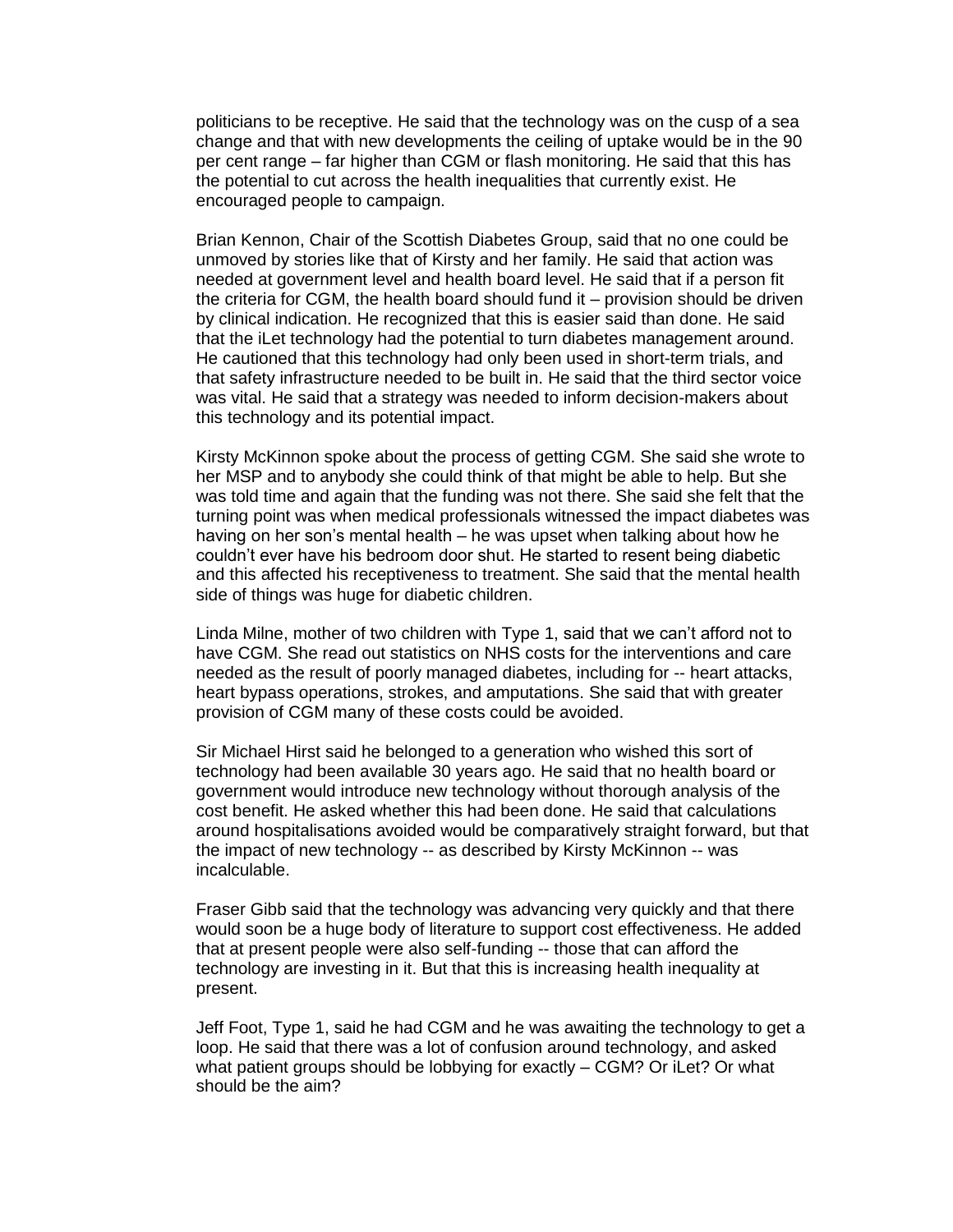politicians to be receptive. He said that the technology was on the cusp of a sea change and that with new developments the ceiling of uptake would be in the 90 per cent range – far higher than CGM or flash monitoring. He said that this has the potential to cut across the health inequalities that currently exist. He encouraged people to campaign.

Brian Kennon, Chair of the Scottish Diabetes Group, said that no one could be unmoved by stories like that of Kirsty and her family. He said that action was needed at government level and health board level. He said that if a person fit the criteria for CGM, the health board should fund it – provision should be driven by clinical indication. He recognized that this is easier said than done. He said that the iLet technology had the potential to turn diabetes management around. He cautioned that this technology had only been used in short-term trials, and that safety infrastructure needed to be built in. He said that the third sector voice was vital. He said that a strategy was needed to inform decision-makers about this technology and its potential impact.

Kirsty McKinnon spoke about the process of getting CGM. She said she wrote to her MSP and to anybody she could think of that might be able to help. But she was told time and again that the funding was not there. She said she felt that the turning point was when medical professionals witnessed the impact diabetes was having on her son's mental health – he was upset when talking about how he couldn't ever have his bedroom door shut. He started to resent being diabetic and this affected his receptiveness to treatment. She said that the mental health side of things was huge for diabetic children.

Linda Milne, mother of two children with Type 1, said that we can't afford not to have CGM. She read out statistics on NHS costs for the interventions and care needed as the result of poorly managed diabetes, including for -- heart attacks, heart bypass operations, strokes, and amputations. She said that with greater provision of CGM many of these costs could be avoided.

Sir Michael Hirst said he belonged to a generation who wished this sort of technology had been available 30 years ago. He said that no health board or government would introduce new technology without thorough analysis of the cost benefit. He asked whether this had been done. He said that calculations around hospitalisations avoided would be comparatively straight forward, but that the impact of new technology -- as described by Kirsty McKinnon -- was incalculable.

Fraser Gibb said that the technology was advancing very quickly and that there would soon be a huge body of literature to support cost effectiveness. He added that at present people were also self-funding -- those that can afford the technology are investing in it. But that this is increasing health inequality at present.

Jeff Foot, Type 1, said he had CGM and he was awaiting the technology to get a loop. He said that there was a lot of confusion around technology, and asked what patient groups should be lobbying for exactly – CGM? Or iLet? Or what should be the aim?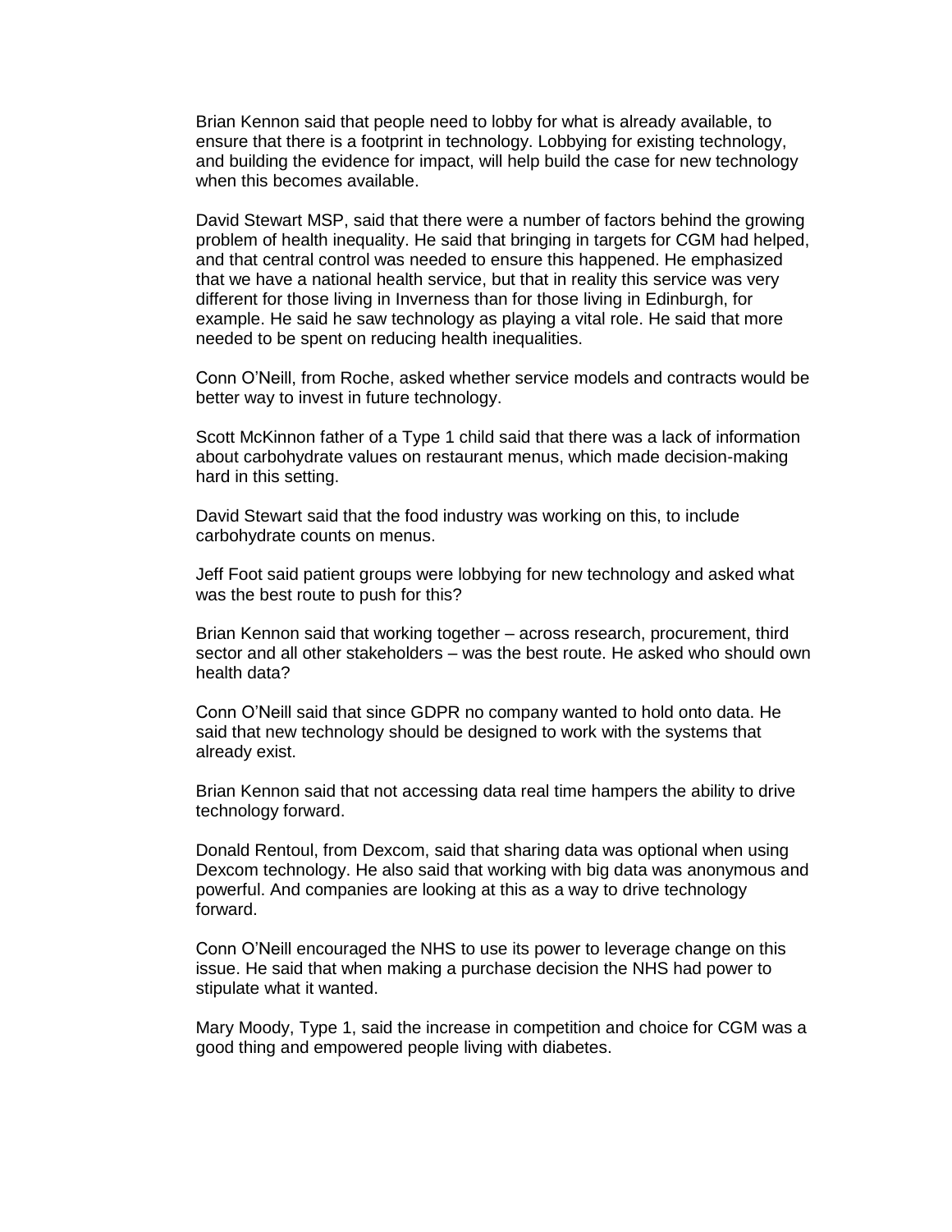Brian Kennon said that people need to lobby for what is already available, to ensure that there is a footprint in technology. Lobbying for existing technology, and building the evidence for impact, will help build the case for new technology when this becomes available.

David Stewart MSP, said that there were a number of factors behind the growing problem of health inequality. He said that bringing in targets for CGM had helped, and that central control was needed to ensure this happened. He emphasized that we have a national health service, but that in reality this service was very different for those living in Inverness than for those living in Edinburgh, for example. He said he saw technology as playing a vital role. He said that more needed to be spent on reducing health inequalities.

Conn O'Neill, from Roche, asked whether service models and contracts would be better way to invest in future technology.

Scott McKinnon father of a Type 1 child said that there was a lack of information about carbohydrate values on restaurant menus, which made decision-making hard in this setting.

David Stewart said that the food industry was working on this, to include carbohydrate counts on menus.

Jeff Foot said patient groups were lobbying for new technology and asked what was the best route to push for this?

Brian Kennon said that working together – across research, procurement, third sector and all other stakeholders – was the best route. He asked who should own health data?

Conn O'Neill said that since GDPR no company wanted to hold onto data. He said that new technology should be designed to work with the systems that already exist.

Brian Kennon said that not accessing data real time hampers the ability to drive technology forward.

Donald Rentoul, from Dexcom, said that sharing data was optional when using Dexcom technology. He also said that working with big data was anonymous and powerful. And companies are looking at this as a way to drive technology forward.

Conn O'Neill encouraged the NHS to use its power to leverage change on this issue. He said that when making a purchase decision the NHS had power to stipulate what it wanted.

Mary Moody, Type 1, said the increase in competition and choice for CGM was a good thing and empowered people living with diabetes.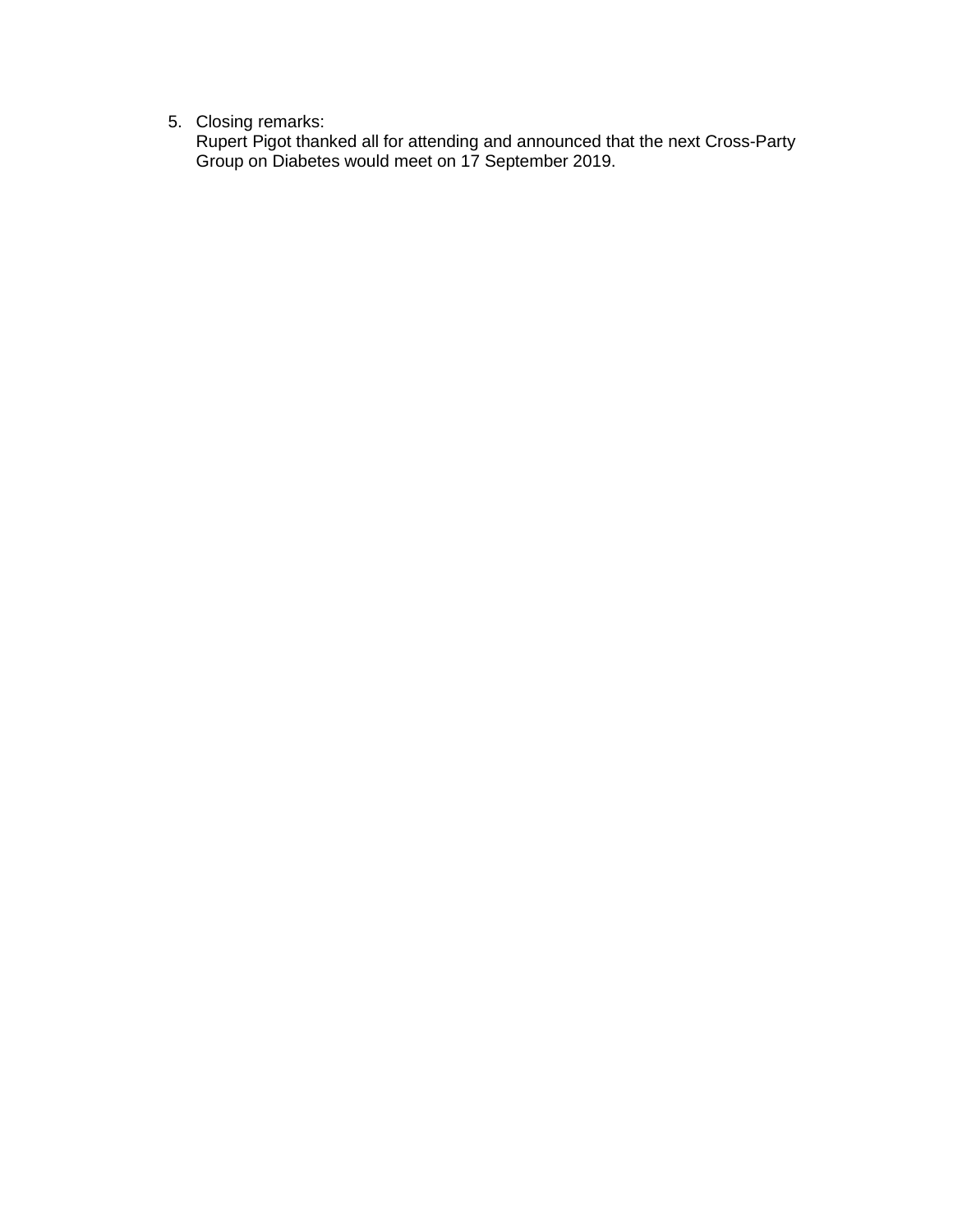5. Closing remarks:
   Rupert Pigot thanked all for attending and announced that the next Cross-Party Group on Diabetes would meet on 17 September 2019.